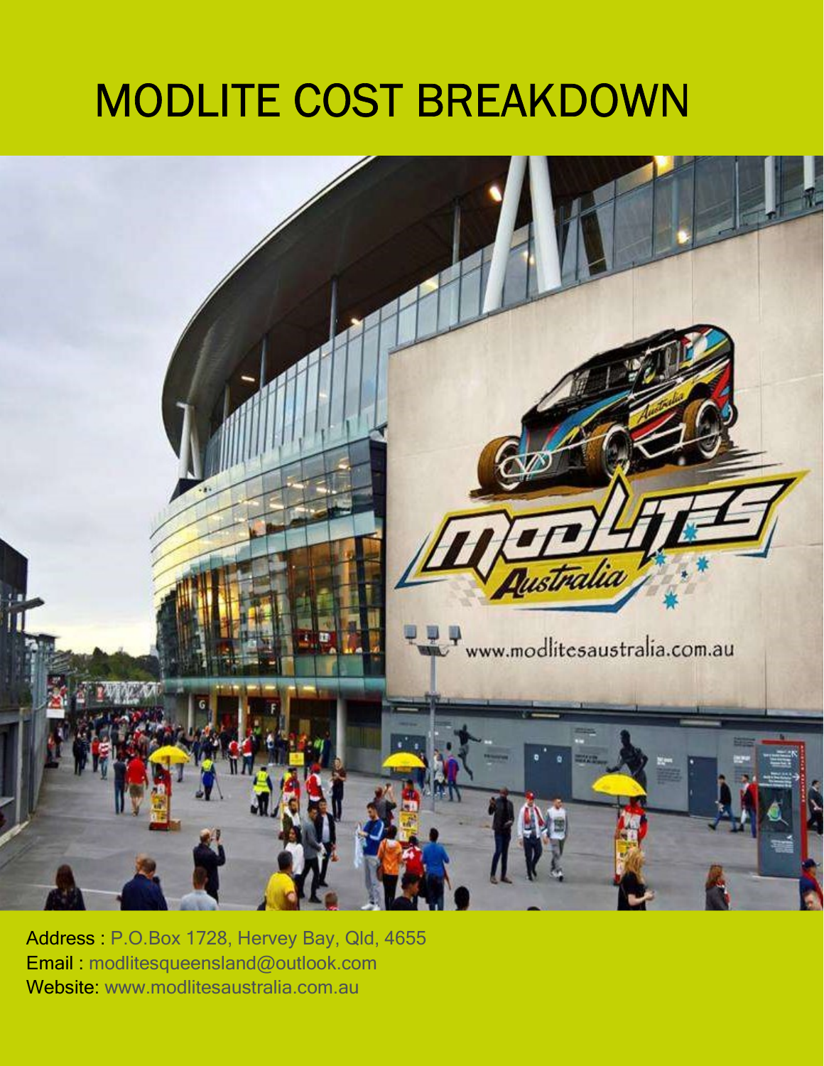# MODLITE COST BREAKDOWN

Address : P.O.Box 1728, Hervey Bay, Qld, 4655
Email : modlitesqueensland@outlook.com
Website: www.modlitesaustralia.com.au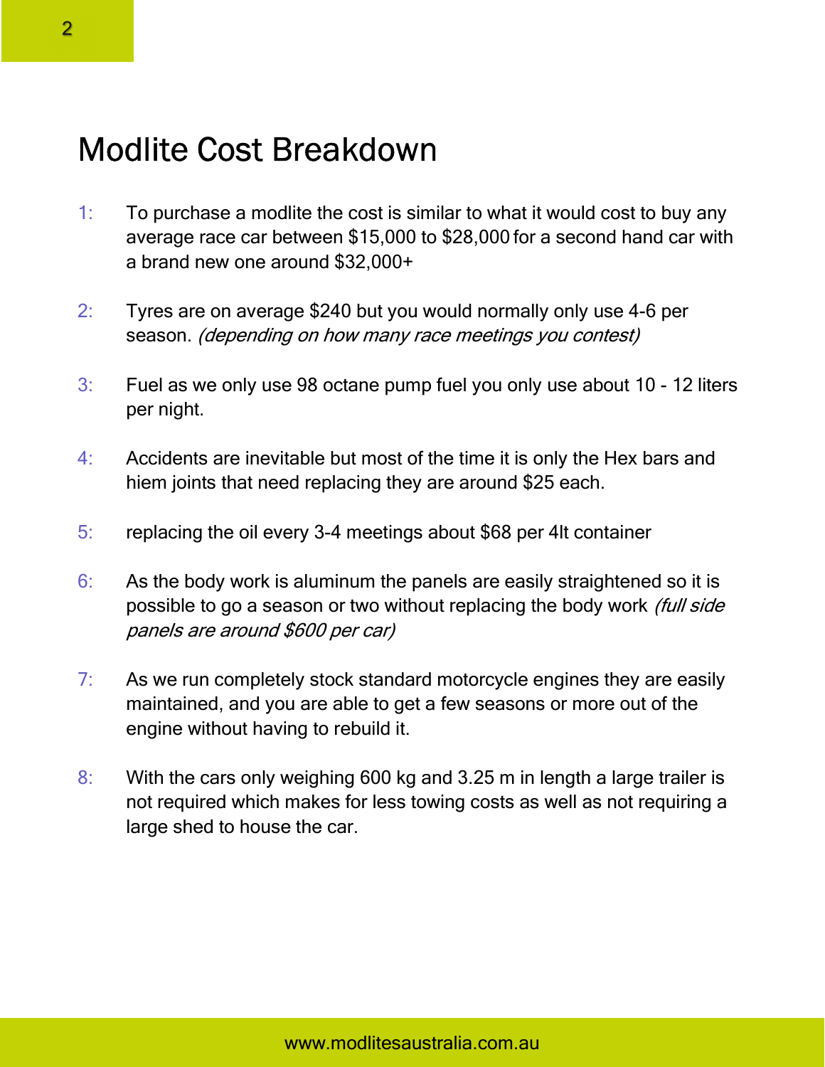# Modlite Cost Breakdown

1: To purchase a modlite the cost is similar to what it would cost to buy any average race car between $15,000 to $28,000 for a second hand car with a brand new one around $32,000+

2: Tyres are on average $240 but you would normally only use 4-6 per season. *(depending on how many race meetings you contest)*

3: Fuel as we only use 98 octane pump fuel you only use about 10 - 12 liters per night.

4: Accidents are inevitable but most of the time it is only the Hex bars and hiem joints that need replacing they are around $25 each.

5: replacing the oil every 3-4 meetings about $68 per 4lt container

6: As the body work is aluminum the panels are easily straightened so it is possible to go a season or two without replacing the body work *(full side panels are around $600 per car)*

7: As we run completely stock standard motorcycle engines they are easily maintained, and you are able to get a few seasons or more out of the engine without having to rebuild it.

8: With the cars only weighing 600 kg and 3.25 m in length a large trailer is not required which makes for less towing costs as well as not requiring a large shed to house the car.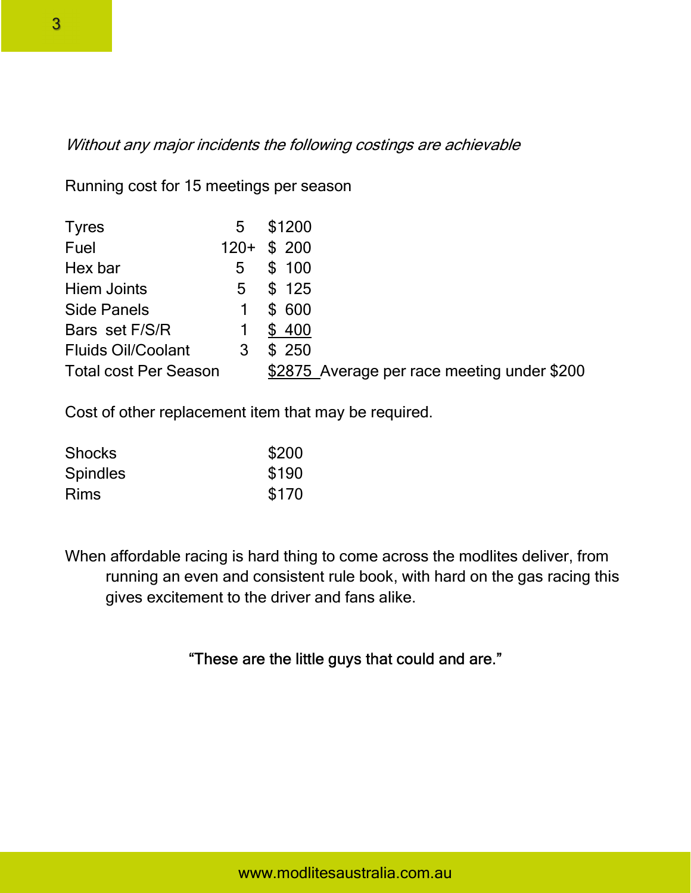*Without any major incidents the following costings are achievable*

Running cost for 15 meetings per season

| | | | |
|---|---|---|---|
| Tyres | 5 | $1200 | |
| Fuel | 120+ | $ 200 | |
| Hex bar | 5 | $ 100 | |
| Hiem Joints | 5 | $ 125 | |
| Side Panels | 1 | $ 600 | |
| Bars set F/S/R | 1 | $ 400 | |
| Fluids Oil/Coolant | 3 | $ 250 | |
| Total cost Per Season | | $2875 | Average per race meeting under $200 |

Cost of other replacement item that may be required.

| | |
|---|---|
| Shocks | $200 |
| Spindles | $190 |
| Rims | $170 |

When affordable racing is hard thing to come across the modlites deliver, from running an even and consistent rule book, with hard on the gas racing this gives excitement to the driver and fans alike.

"These are the little guys that could and are."

www.modlitesaustralia.com.au